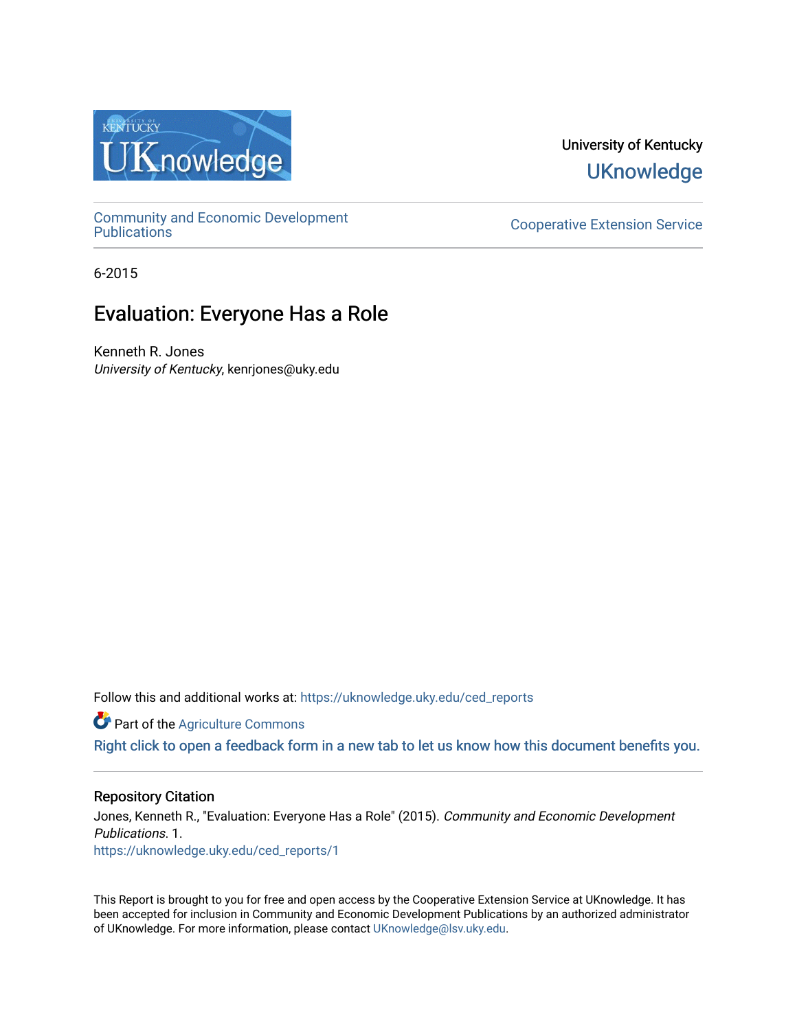University of Kentucky

UKnowledge

Community and Economic Development Publications

Cooperative Extension Service

6-2015

# Evaluation: Everyone Has a Role

Kenneth R. Jones
*University of Kentucky*, kenrjones@uky.edu

Follow this and additional works at: https://uknowledge.uky.edu/ced_reports

Part of the Agriculture Commons

Right click to open a feedback form in a new tab to let us know how this document benefits you.

## Repository Citation

Jones, Kenneth R., "Evaluation: Everyone Has a Role" (2015). *Community and Economic Development Publications*. 1.
https://uknowledge.uky.edu/ced_reports/1

This Report is brought to you for free and open access by the Cooperative Extension Service at UKnowledge. It has been accepted for inclusion in Community and Economic Development Publications by an authorized administrator of UKnowledge. For more information, please contact UKnowledge@lsv.uky.edu.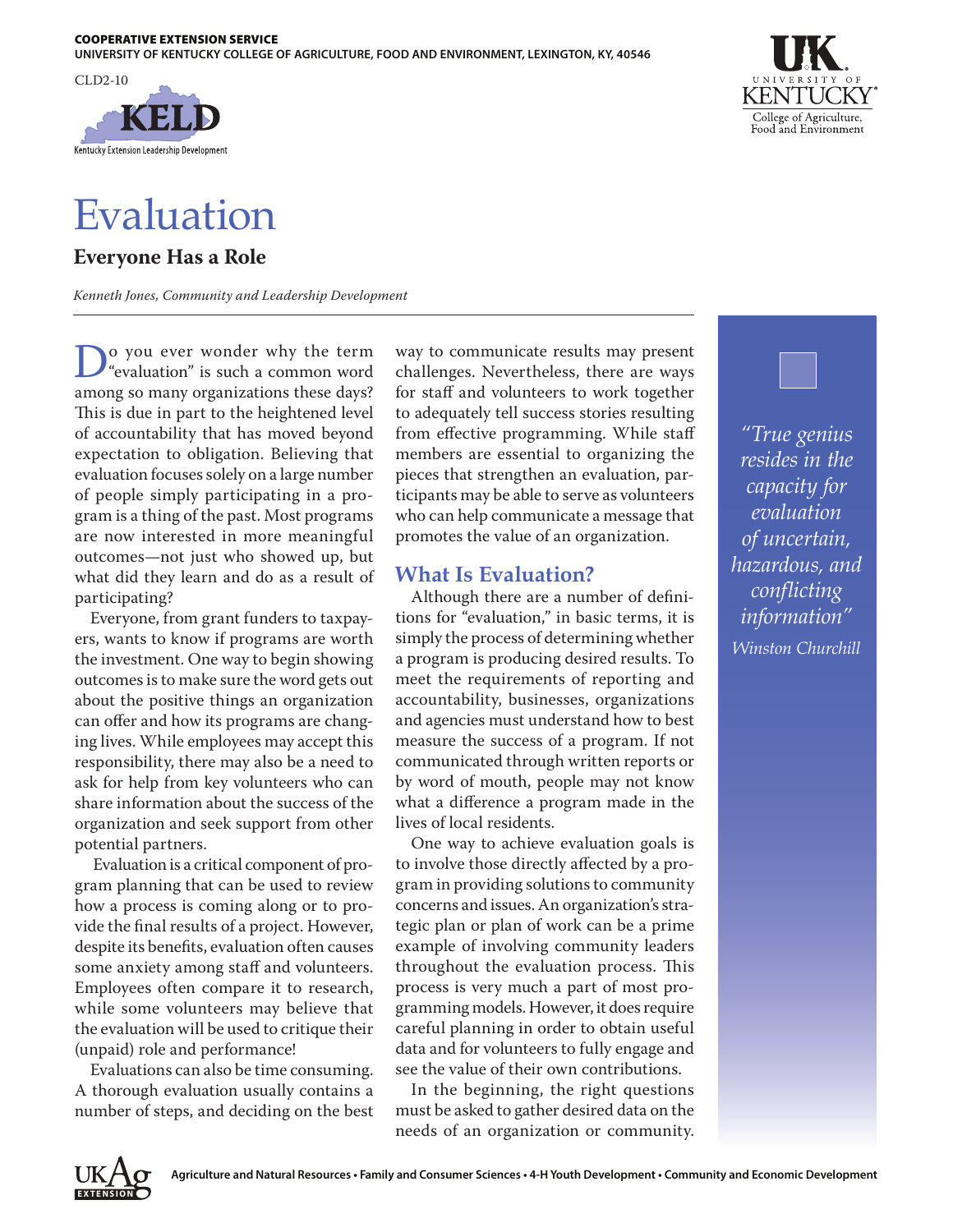# Evaluation

## Everyone Has a Role

*Kenneth Jones, Community and Leadership Development*

Do you ever wonder why the term "evaluation" is such a common word among so many organizations these days? This is due in part to the heightened level of accountability that has moved beyond expectation to obligation. Believing that evaluation focuses solely on a large number of people simply participating in a program is a thing of the past. Most programs are now interested in more meaningful outcomes—not just who showed up, but what did they learn and do as a result of participating?

Everyone, from grant funders to taxpayers, wants to know if programs are worth the investment. One way to begin showing outcomes is to make sure the word gets out about the positive things an organization can offer and how its programs are changing lives. While employees may accept this responsibility, there may also be a need to ask for help from key volunteers who can share information about the success of the organization and seek support from other potential partners.

Evaluation is a critical component of program planning that can be used to review how a process is coming along or to provide the final results of a project. However, despite its benefits, evaluation often causes some anxiety among staff and volunteers. Employees often compare it to research, while some volunteers may believe that the evaluation will be used to critique their (unpaid) role and performance!

Evaluations can also be time consuming. A thorough evaluation usually contains a number of steps, and deciding on the best way to communicate results may present challenges. Nevertheless, there are ways for staff and volunteers to work together to adequately tell success stories resulting from effective programming. While staff members are essential to organizing the pieces that strengthen an evaluation, participants may be able to serve as volunteers who can help communicate a message that promotes the value of an organization.

### What Is Evaluation?

Although there are a number of definitions for "evaluation," in basic terms, it is simply the process of determining whether a program is producing desired results. To meet the requirements of reporting and accountability, businesses, organizations and agencies must understand how to best measure the success of a program. If not communicated through written reports or by word of mouth, people may not know what a difference a program made in the lives of local residents.

One way to achieve evaluation goals is to involve those directly affected by a program in providing solutions to community concerns and issues. An organization's strategic plan or plan of work can be a prime example of involving community leaders throughout the evaluation process. This process is very much a part of most programming models. However, it does require careful planning in order to obtain useful data and for volunteers to fully engage and see the value of their own contributions.

In the beginning, the right questions must be asked to gather desired data on the needs of an organization or community.

*"True genius resides in the capacity for evaluation of uncertain, hazardous, and conflicting information"*

*Winston Churchill*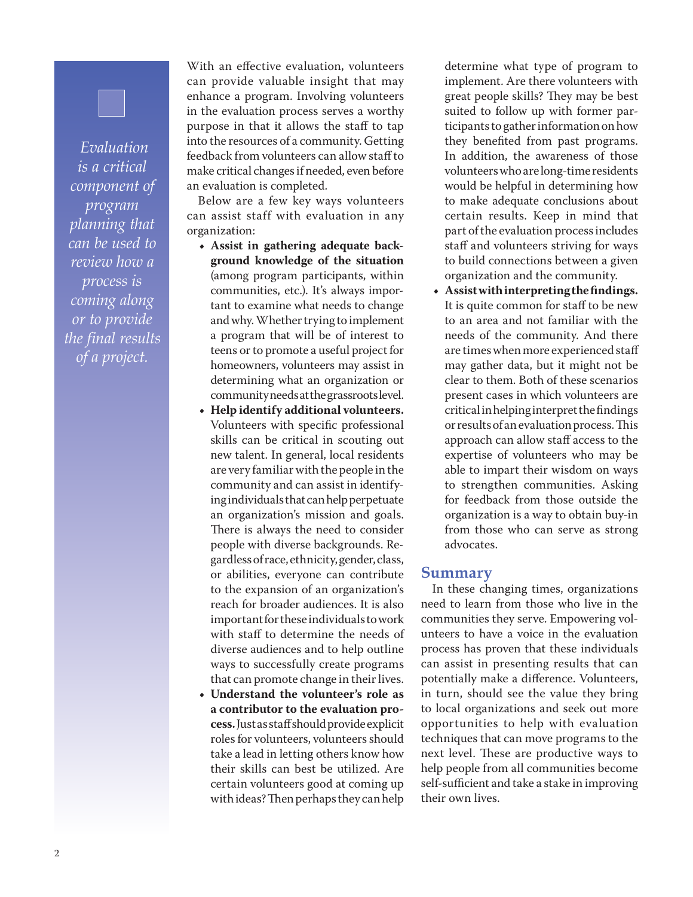*Evaluation is a critical component of program planning that can be used to review how a process is coming along or to provide the final results of a project.*

With an effective evaluation, volunteers can provide valuable insight that may enhance a program. Involving volunteers in the evaluation process serves a worthy purpose in that it allows the staff to tap into the resources of a community. Getting feedback from volunteers can allow staff to make critical changes if needed, even before an evaluation is completed.

Below are a few key ways volunteers can assist staff with evaluation in any organization:

- **Assist in gathering adequate background knowledge of the situation** (among program participants, within communities, etc.). It's always important to examine what needs to change and why. Whether trying to implement a program that will be of interest to teens or to promote a useful project for homeowners, volunteers may assist in determining what an organization or community needs at the grassroots level.
- **Help identify additional volunteers.** Volunteers with specific professional skills can be critical in scouting out new talent. In general, local residents are very familiar with the people in the community and can assist in identifying individuals that can help perpetuate an organization's mission and goals. There is always the need to consider people with diverse backgrounds. Regardless of race, ethnicity, gender, class, or abilities, everyone can contribute to the expansion of an organization's reach for broader audiences. It is also important for these individuals to work with staff to determine the needs of diverse audiences and to help outline ways to successfully create programs that can promote change in their lives.
- **Understand the volunteer's role as a contributor to the evaluation process.** Just as staff should provide explicit roles for volunteers, volunteers should take a lead in letting others know how their skills can best be utilized. Are certain volunteers good at coming up with ideas? Then perhaps they can help determine what type of program to implement. Are there volunteers with great people skills? They may be best suited to follow up with former participants to gather information on how they benefited from past programs. In addition, the awareness of those volunteers who are long-time residents would be helpful in determining how to make adequate conclusions about certain results. Keep in mind that part of the evaluation process includes staff and volunteers striving for ways to build connections between a given organization and the community.
- **Assist with interpreting the findings.** It is quite common for staff to be new to an area and not familiar with the needs of the community. And there are times when more experienced staff may gather data, but it might not be clear to them. Both of these scenarios present cases in which volunteers are critical in helping interpret the findings or results of an evaluation process. This approach can allow staff access to the expertise of volunteers who may be able to impart their wisdom on ways to strengthen communities. Asking for feedback from those outside the organization is a way to obtain buy-in from those who can serve as strong advocates.

## Summary

In these changing times, organizations need to learn from those who live in the communities they serve. Empowering volunteers to have a voice in the evaluation process has proven that these individuals can assist in presenting results that can potentially make a difference. Volunteers, in turn, should see the value they bring to local organizations and seek out more opportunities to help with evaluation techniques that can move programs to the next level. These are productive ways to help people from all communities become self-sufficient and take a stake in improving their own lives.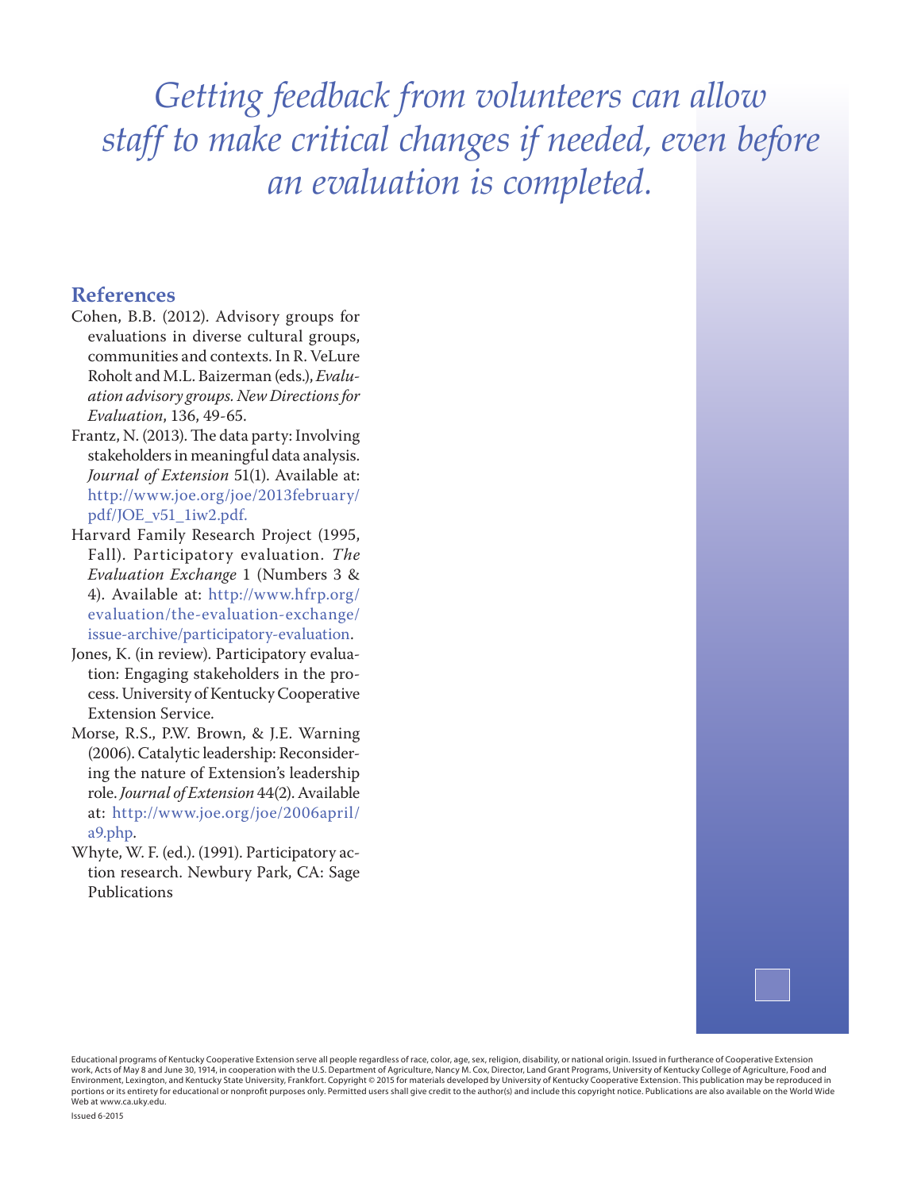*Getting feedback from volunteers can allow staff to make critical changes if needed, even before an evaluation is completed.*

## References

Cohen, B.B. (2012). Advisory groups for evaluations in diverse cultural groups, communities and contexts. In R. VeLure Roholt and M.L. Baizerman (eds.), *Evaluation advisory groups. New Directions for Evaluation*, 136, 49-65.

Frantz, N. (2013). The data party: Involving stakeholders in meaningful data analysis. *Journal of Extension* 51(1). Available at: http://www.joe.org/joe/2013february/pdf/JOE_v51_1iw2.pdf.

Harvard Family Research Project (1995, Fall). Participatory evaluation. *The Evaluation Exchange* 1 (Numbers 3 & 4). Available at: http://www.hfrp.org/evaluation/the-evaluation-exchange/issue-archive/participatory-evaluation.

Jones, K. (in review). Participatory evaluation: Engaging stakeholders in the process. University of Kentucky Cooperative Extension Service.

Morse, R.S., P.W. Brown, & J.E. Warning (2006). Catalytic leadership: Reconsidering the nature of Extension's leadership role. *Journal of Extension* 44(2). Available at: http://www.joe.org/joe/2006april/a9.php.

Whyte, W. F. (ed.). (1991). Participatory action research. Newbury Park, CA: Sage Publications

Educational programs of Kentucky Cooperative Extension serve all people regardless of race, color, age, sex, religion, disability, or national origin. Issued in furtherance of Cooperative Extension work, Acts of May 8 and June 30, 1914, in cooperation with the U.S. Department of Agriculture, Nancy M. Cox, Director, Land Grant Programs, University of Kentucky College of Agriculture, Food and Environment, Lexington, and Kentucky State University, Frankfort. Copyright © 2015 for materials developed by University of Kentucky Cooperative Extension. This publication may be reproduced in portions or its entirety for educational or nonprofit purposes only. Permitted users shall give credit to the author(s) and include this copyright notice. Publications are also available on the World Wide Web at www.ca.uky.edu.

Issued 6-2015